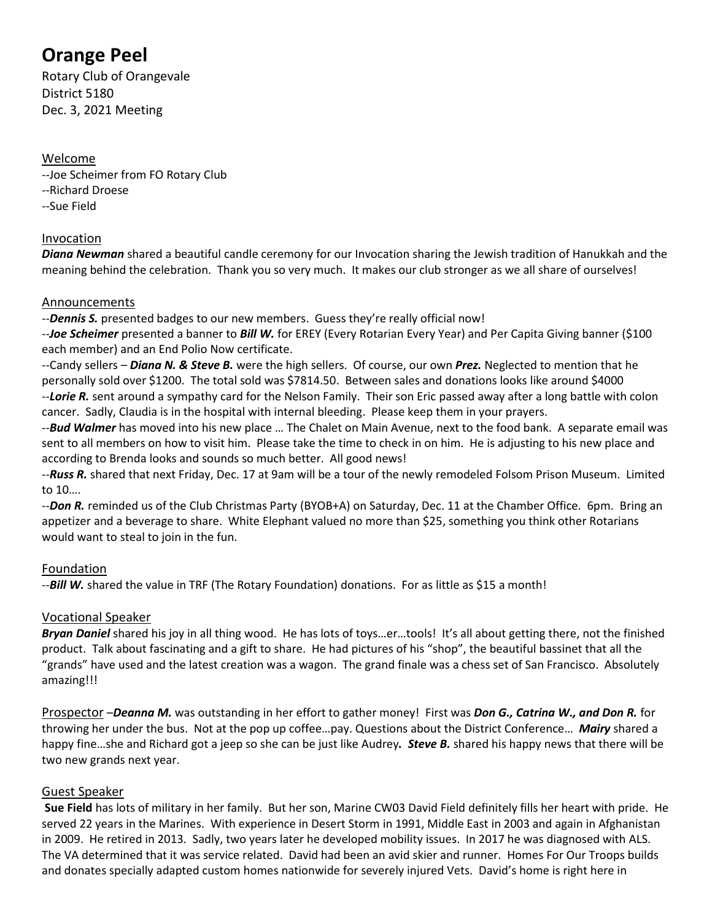# Orange Peel

Rotary Club of Orangevale
District 5180
Dec. 3, 2021 Meeting

## Welcome

--Joe Scheimer from FO Rotary Club
--Richard Droese
--Sue Field

## Invocation

***Diana Newman*** shared a beautiful candle ceremony for our Invocation sharing the Jewish tradition of Hanukkah and the meaning behind the celebration. Thank you so very much. It makes our club stronger as we all share of ourselves!

## Announcements

--***Dennis S.*** presented badges to our new members. Guess they're really official now!
--***Joe Scheimer*** presented a banner to ***Bill W.*** for EREY (Every Rotarian Every Year) and Per Capita Giving banner ($100 each member) and an End Polio Now certificate.
--Candy sellers – ***Diana N. & Steve B.*** were the high sellers. Of course, our own ***Prez.*** Neglected to mention that he personally sold over $1200. The total sold was $7814.50. Between sales and donations looks like around $4000
--***Lorie R.*** sent around a sympathy card for the Nelson Family. Their son Eric passed away after a long battle with colon cancer. Sadly, Claudia is in the hospital with internal bleeding. Please keep them in your prayers.
--***Bud Walmer*** has moved into his new place … The Chalet on Main Avenue, next to the food bank. A separate email was sent to all members on how to visit him. Please take the time to check in on him. He is adjusting to his new place and according to Brenda looks and sounds so much better. All good news!
--***Russ R.*** shared that next Friday, Dec. 17 at 9am will be a tour of the newly remodeled Folsom Prison Museum. Limited to 10….
--***Don R.*** reminded us of the Club Christmas Party (BYOB+A) on Saturday, Dec. 11 at the Chamber Office. 6pm. Bring an appetizer and a beverage to share. White Elephant valued no more than $25, something you think other Rotarians would want to steal to join in the fun.

## Foundation

--***Bill W.*** shared the value in TRF (The Rotary Foundation) donations. For as little as $15 a month!

## Vocational Speaker

***Bryan Daniel*** shared his joy in all thing wood. He has lots of toys…er…tools! It's all about getting there, not the finished product. Talk about fascinating and a gift to share. He had pictures of his "shop", the beautiful bassinet that all the "grands" have used and the latest creation was a wagon. The grand finale was a chess set of San Francisco. Absolutely amazing!!!

## Prospector

–***Deanna M.*** was outstanding in her effort to gather money! First was ***Don G., Catrina W., and Don R.*** for throwing her under the bus. Not at the pop up coffee…pay. Questions about the District Conference… ***Mairy*** shared a happy fine…she and Richard got a jeep so she can be just like Audrey***.*** ***Steve B.*** shared his happy news that there will be two new grands next year.

## Guest Speaker

**Sue Field** has lots of military in her family. But her son, Marine CW03 David Field definitely fills her heart with pride. He served 22 years in the Marines. With experience in Desert Storm in 1991, Middle East in 2003 and again in Afghanistan in 2009. He retired in 2013. Sadly, two years later he developed mobility issues. In 2017 he was diagnosed with ALS. The VA determined that it was service related. David had been an avid skier and runner. Homes For Our Troops builds and donates specially adapted custom homes nationwide for severely injured Vets. David's home is right here in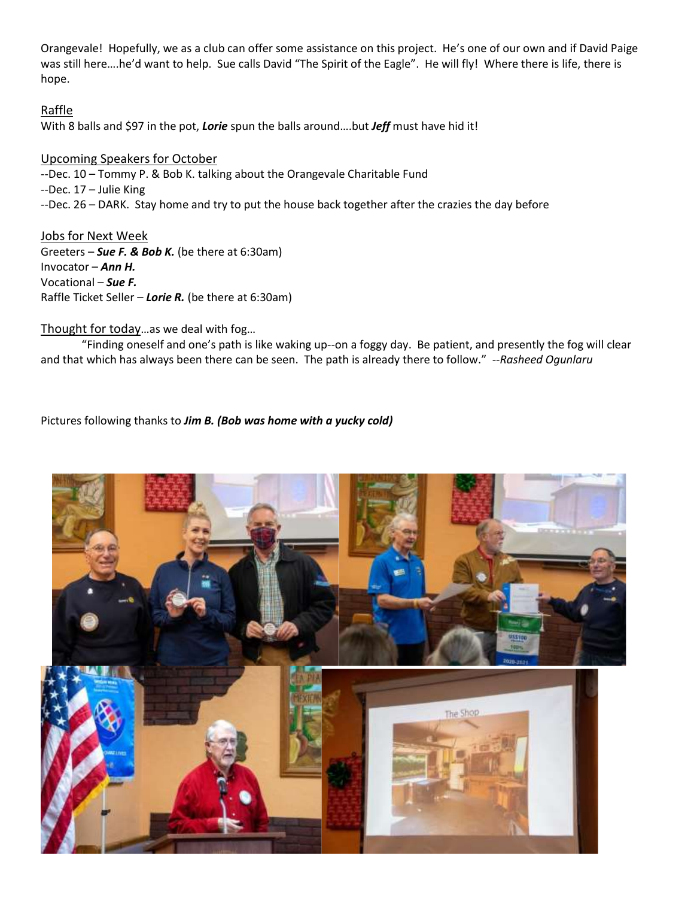Orangevale! Hopefully, we as a club can offer some assistance on this project. He's one of our own and if David Paige was still here….he'd want to help. Sue calls David "The Spirit of the Eagle". He will fly! Where there is life, there is hope.

Raffle

With 8 balls and $97 in the pot, ***Lorie*** spun the balls around….but ***Jeff*** must have hid it!

Upcoming Speakers for October

--Dec. 10 – Tommy P. & Bob K. talking about the Orangevale Charitable Fund
--Dec. 17 – Julie King
--Dec. 26 – DARK. Stay home and try to put the house back together after the crazies the day before

Jobs for Next Week

Greeters – ***Sue F. & Bob K.*** (be there at 6:30am)
Invocator – ***Ann H.***
Vocational – ***Sue F.***
Raffle Ticket Seller – ***Lorie R.*** (be there at 6:30am)

Thought for today…as we deal with fog…

"Finding oneself and one's path is like waking up--on a foggy day. Be patient, and presently the fog will clear and that which has always been there can be seen. The path is already there to follow." *--Rasheed Ogunlaru*

Pictures following thanks to ***Jim B. (Bob was home with a yucky cold)***